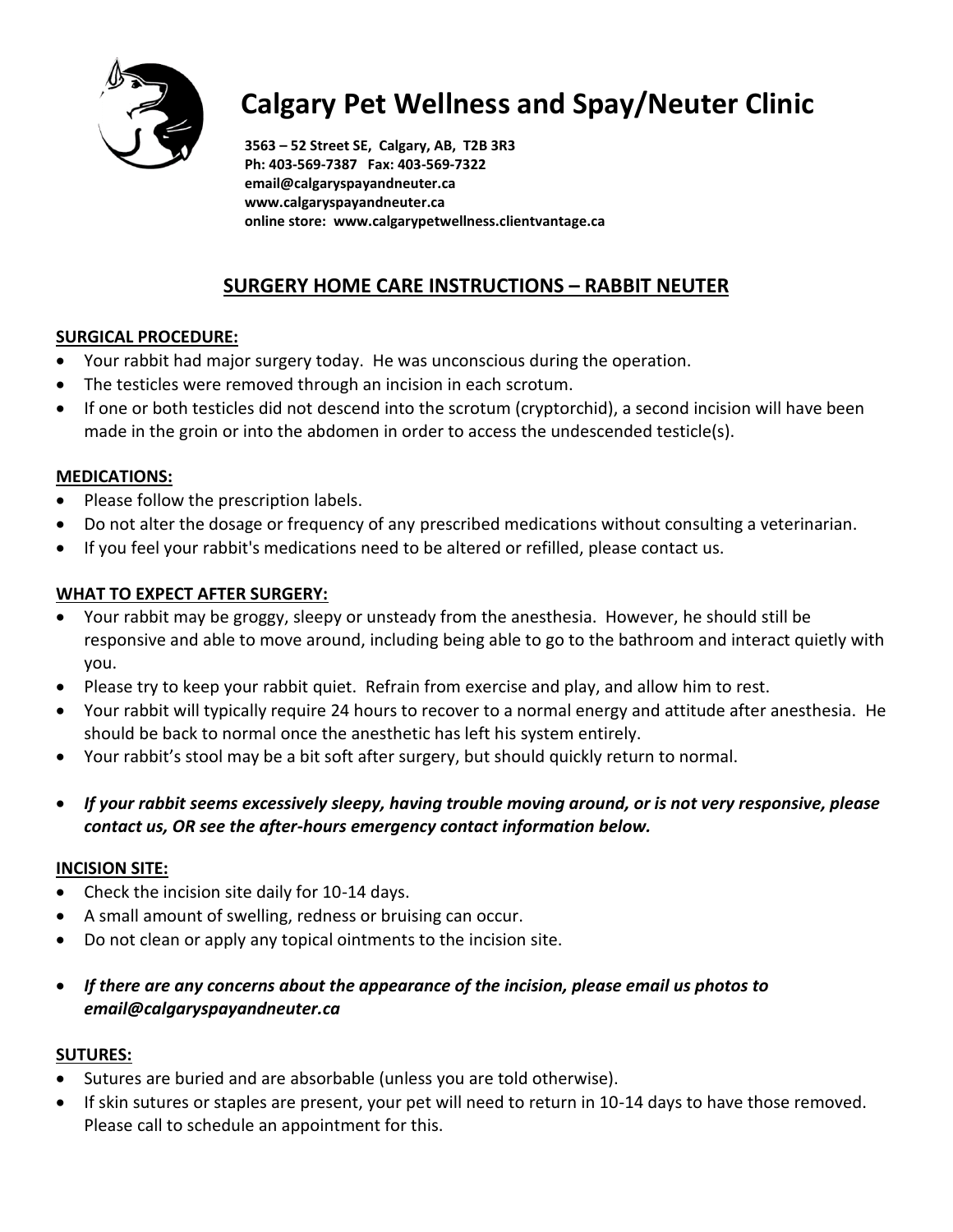# Calgary Pet Wellness and Spay/Neuter Clinic

**3563 – 52 Street SE, Calgary, AB, T2B 3R3**
**Ph: 403-569-7387 Fax: 403-569-7322**
**email@calgaryspayandneuter.ca**
**www.calgaryspayandneuter.ca**
**online store: www.calgarypetwellness.clientvantage.ca**

## SURGERY HOME CARE INSTRUCTIONS – RABBIT NEUTER

### SURGICAL PROCEDURE:

- Your rabbit had major surgery today. He was unconscious during the operation.
- The testicles were removed through an incision in each scrotum.
- If one or both testicles did not descend into the scrotum (cryptorchid), a second incision will have been made in the groin or into the abdomen in order to access the undescended testicle(s).

### MEDICATIONS:

- Please follow the prescription labels.
- Do not alter the dosage or frequency of any prescribed medications without consulting a veterinarian.
- If you feel your rabbit's medications need to be altered or refilled, please contact us.

### WHAT TO EXPECT AFTER SURGERY:

- Your rabbit may be groggy, sleepy or unsteady from the anesthesia. However, he should still be responsive and able to move around, including being able to go to the bathroom and interact quietly with you.
- Please try to keep your rabbit quiet. Refrain from exercise and play, and allow him to rest.
- Your rabbit will typically require 24 hours to recover to a normal energy and attitude after anesthesia. He should be back to normal once the anesthetic has left his system entirely.
- Your rabbit's stool may be a bit soft after surgery, but should quickly return to normal.
- ***If your rabbit seems excessively sleepy, having trouble moving around, or is not very responsive, please contact us, OR see the after-hours emergency contact information below.***

### INCISION SITE:

- Check the incision site daily for 10-14 days.
- A small amount of swelling, redness or bruising can occur.
- Do not clean or apply any topical ointments to the incision site.
- ***If there are any concerns about the appearance of the incision, please email us photos to email@calgaryspayandneuter.ca***

### SUTURES:

- Sutures are buried and are absorbable (unless you are told otherwise).
- If skin sutures or staples are present, your pet will need to return in 10-14 days to have those removed. Please call to schedule an appointment for this.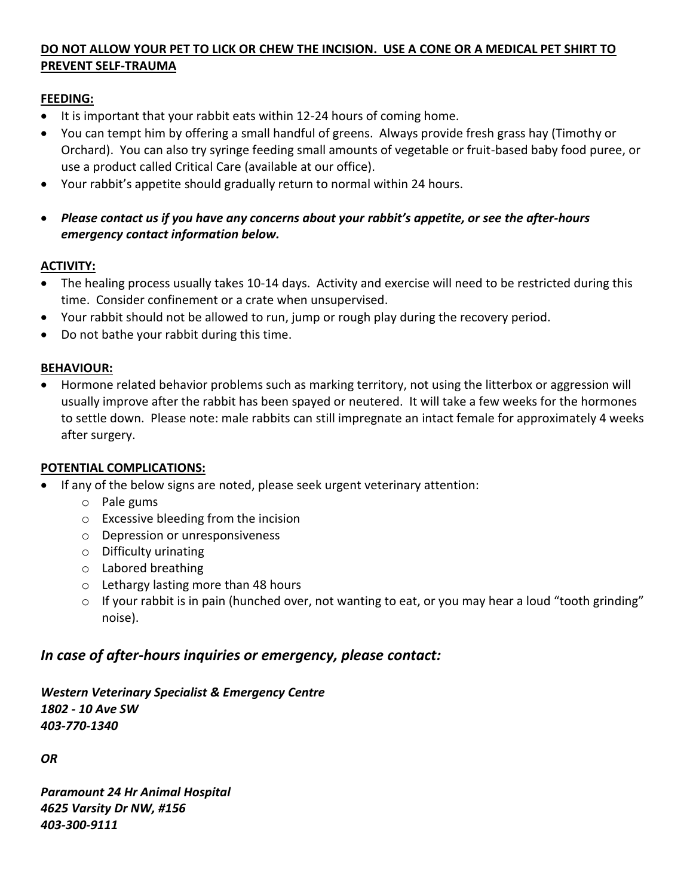**DO NOT ALLOW YOUR PET TO LICK OR CHEW THE INCISION. USE A CONE OR A MEDICAL PET SHIRT TO PREVENT SELF-TRAUMA**

**FEEDING:**

- It is important that your rabbit eats within 12-24 hours of coming home.
- You can tempt him by offering a small handful of greens. Always provide fresh grass hay (Timothy or Orchard). You can also try syringe feeding small amounts of vegetable or fruit-based baby food puree, or use a product called Critical Care (available at our office).
- Your rabbit's appetite should gradually return to normal within 24 hours.
- ***Please contact us if you have any concerns about your rabbit's appetite, or see the after-hours emergency contact information below.***

**ACTIVITY:**

- The healing process usually takes 10-14 days. Activity and exercise will need to be restricted during this time. Consider confinement or a crate when unsupervised.
- Your rabbit should not be allowed to run, jump or rough play during the recovery period.
- Do not bathe your rabbit during this time.

**BEHAVIOUR:**

- Hormone related behavior problems such as marking territory, not using the litterbox or aggression will usually improve after the rabbit has been spayed or neutered. It will take a few weeks for the hormones to settle down. Please note: male rabbits can still impregnate an intact female for approximately 4 weeks after surgery.

**POTENTIAL COMPLICATIONS:**

- If any of the below signs are noted, please seek urgent veterinary attention:
  - Pale gums
  - Excessive bleeding from the incision
  - Depression or unresponsiveness
  - Difficulty urinating
  - Labored breathing
  - Lethargy lasting more than 48 hours
  - If your rabbit is in pain (hunched over, not wanting to eat, or you may hear a loud "tooth grinding" noise).

## *In case of after-hours inquiries or emergency, please contact:*

***Western Veterinary Specialist & Emergency Centre***
***1802 - 10 Ave SW***
***403-770-1340***

***OR***

***Paramount 24 Hr Animal Hospital***
***4625 Varsity Dr NW, #156***
***403-300-9111***